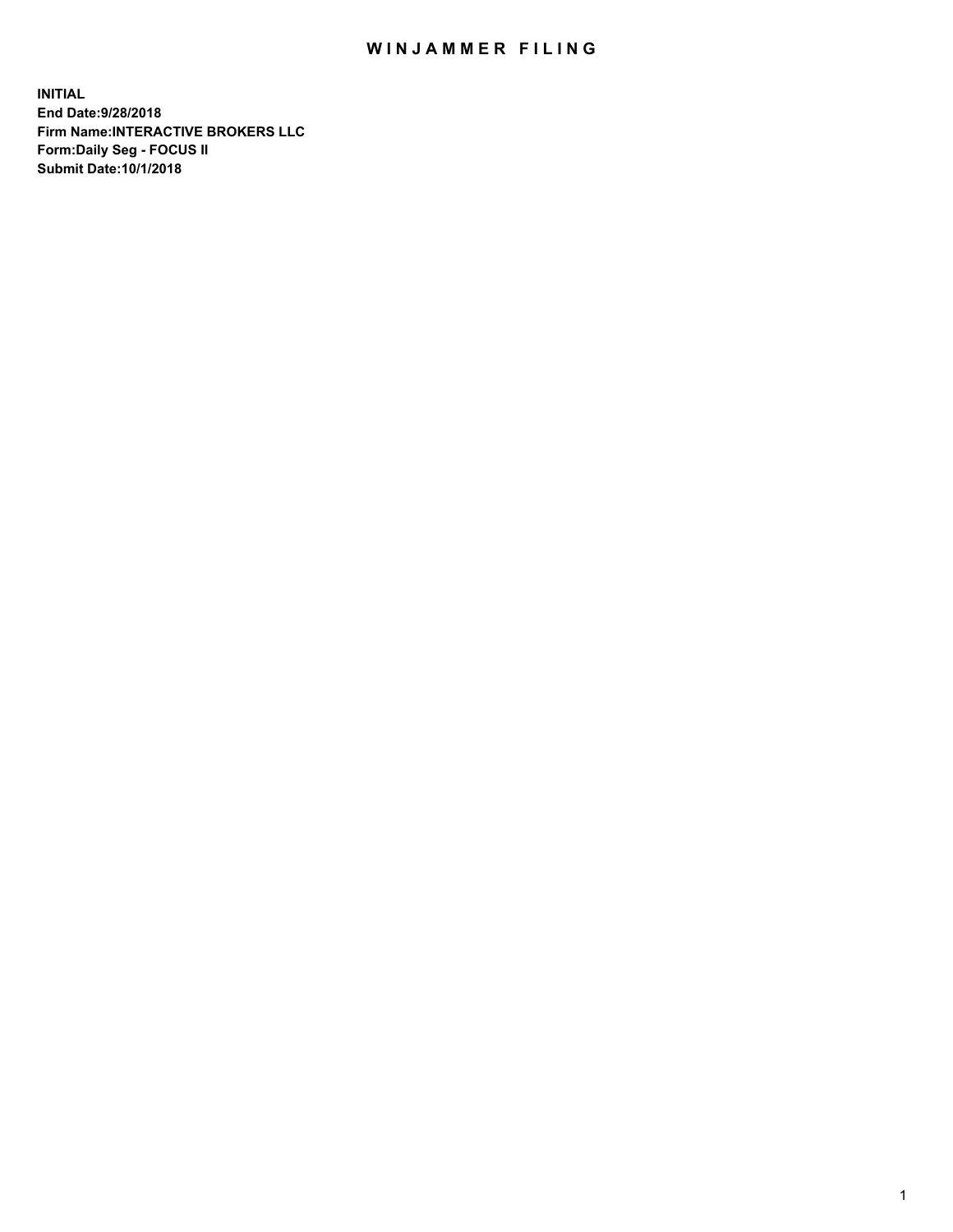# WINJAMMER FILING

**INITIAL**
**End Date:9/28/2018**
**Firm Name:INTERACTIVE BROKERS LLC**
**Form:Daily Seg - FOCUS II**
**Submit Date:10/1/2018**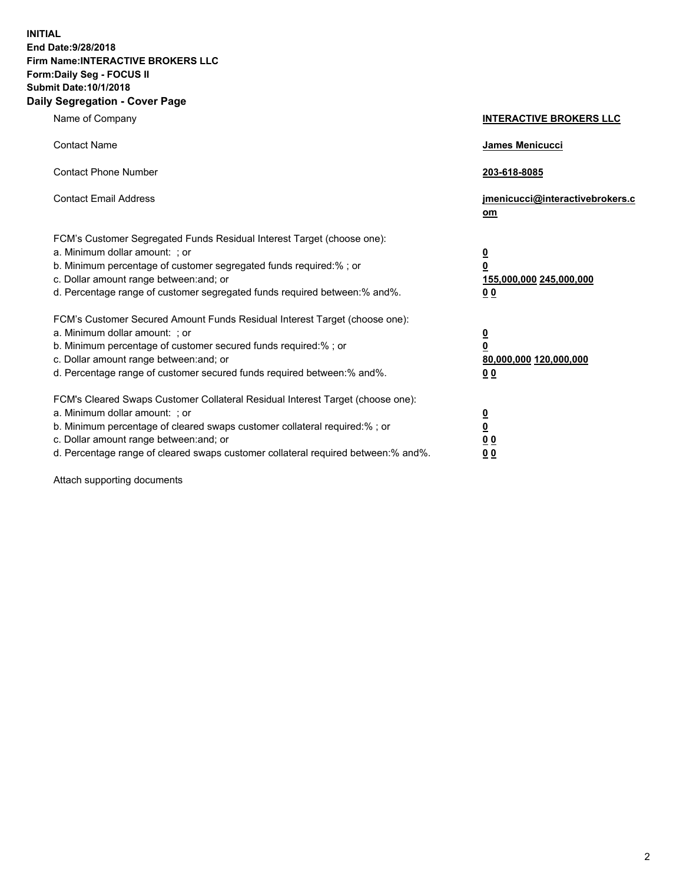**INITIAL**
**End Date:9/28/2018**
**Firm Name:INTERACTIVE BROKERS LLC**
**Form:Daily Seg - FOCUS II**
**Submit Date:10/1/2018**

## Daily Segregation - Cover Page

| | |
|---|---|
| Name of Company | **INTERACTIVE BROKERS LLC** |
| Contact Name | **James Menicucci** |
| Contact Phone Number | **203-618-8085** |
| Contact Email Address | **jmenicucci@interactivebrokers.com** |

FCM's Customer Segregated Funds Residual Interest Target (choose one):

| | |
|---|---|
| a. Minimum dollar amount: ; or | **0** |
| b. Minimum percentage of customer segregated funds required:% ; or | **0** |
| c. Dollar amount range between:and; or | **155,000,000 245,000,000** |
| d. Percentage range of customer segregated funds required between:% and%. | **0 0** |

FCM's Customer Secured Amount Funds Residual Interest Target (choose one):

| | |
|---|---|
| a. Minimum dollar amount: ; or | **0** |
| b. Minimum percentage of customer secured funds required:% ; or | **0** |
| c. Dollar amount range between:and; or | **80,000,000 120,000,000** |
| d. Percentage range of customer secured funds required between:% and%. | **0 0** |

FCM's Cleared Swaps Customer Collateral Residual Interest Target (choose one):

| | |
|---|---|
| a. Minimum dollar amount: ; or | **0** |
| b. Minimum percentage of cleared swaps customer collateral required:% ; or | **0** |
| c. Dollar amount range between:and; or | **0 0** |
| d. Percentage range of cleared swaps customer collateral required between:% and%. | **0 0** |

Attach supporting documents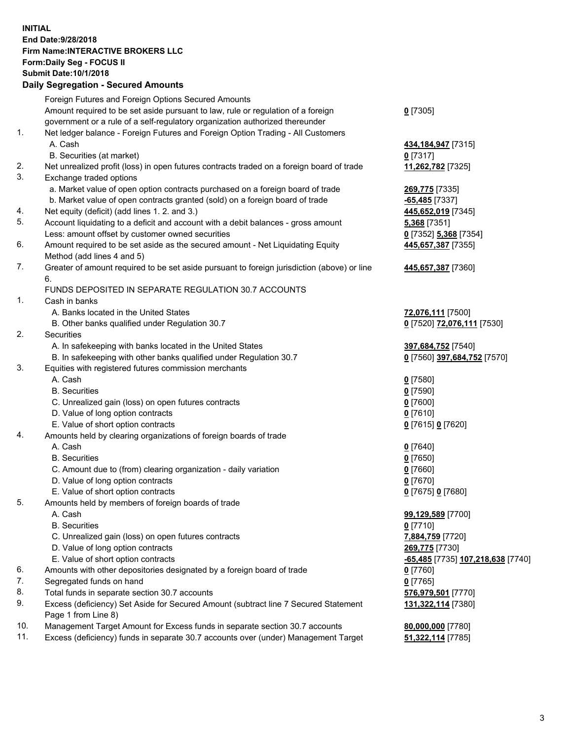**INITIAL**
**End Date:9/28/2018**
**Firm Name:INTERACTIVE BROKERS LLC**
**Form:Daily Seg - FOCUS II**
**Submit Date:10/1/2018**

## Daily Segregation - Secured Amounts

| | | |
|---|---|---|
| | Foreign Futures and Foreign Options Secured Amounts | |
| | Amount required to be set aside pursuant to law, rule or regulation of a foreign government or a rule of a self-regulatory organization authorized thereunder | **0** [7305] |
| 1. | Net ledger balance - Foreign Futures and Foreign Option Trading - All Customers | |
| | A. Cash | **434,184,947** [7315] |
| | B. Securities (at market) | **0** [7317] |
| 2. | Net unrealized profit (loss) in open futures contracts traded on a foreign board of trade | **11,262,782** [7325] |
| 3. | Exchange traded options | |
| | a. Market value of open option contracts purchased on a foreign board of trade | **269,775** [7335] |
| | b. Market value of open contracts granted (sold) on a foreign board of trade | **-65,485** [7337] |
| 4. | Net equity (deficit) (add lines 1. 2. and 3.) | **445,652,019** [7345] |
| 5. | Account liquidating to a deficit and account with a debit balances - gross amount | **5,368** [7351] |
| | Less: amount offset by customer owned securities | **0** [7352] **5,368** [7354] |
| 6. | Amount required to be set aside as the secured amount - Net Liquidating Equity Method (add lines 4 and 5) | **445,657,387** [7355] |
| 7. | Greater of amount required to be set aside pursuant to foreign jurisdiction (above) or line 6. | **445,657,387** [7360] |
| | FUNDS DEPOSITED IN SEPARATE REGULATION 30.7 ACCOUNTS | |
| 1. | Cash in banks | |
| | A. Banks located in the United States | **72,076,111** [7500] |
| | B. Other banks qualified under Regulation 30.7 | **0** [7520] **72,076,111** [7530] |
| 2. | Securities | |
| | A. In safekeeping with banks located in the United States | **397,684,752** [7540] |
| | B. In safekeeping with other banks qualified under Regulation 30.7 | **0** [7560] **397,684,752** [7570] |
| 3. | Equities with registered futures commission merchants | |
| | A. Cash | **0** [7580] |
| | B. Securities | **0** [7590] |
| | C. Unrealized gain (loss) on open futures contracts | **0** [7600] |
| | D. Value of long option contracts | **0** [7610] |
| | E. Value of short option contracts | **0** [7615] **0** [7620] |
| 4. | Amounts held by clearing organizations of foreign boards of trade | |
| | A. Cash | **0** [7640] |
| | B. Securities | **0** [7650] |
| | C. Amount due to (from) clearing organization - daily variation | **0** [7660] |
| | D. Value of long option contracts | **0** [7670] |
| | E. Value of short option contracts | **0** [7675] **0** [7680] |
| 5. | Amounts held by members of foreign boards of trade | |
| | A. Cash | **99,129,589** [7700] |
| | B. Securities | **0** [7710] |
| | C. Unrealized gain (loss) on open futures contracts | **7,884,759** [7720] |
| | D. Value of long option contracts | **269,775** [7730] |
| | E. Value of short option contracts | **-65,485** [7735] **107,218,638** [7740] |
| 6. | Amounts with other depositories designated by a foreign board of trade | **0** [7760] |
| 7. | Segregated funds on hand | **0** [7765] |
| 8. | Total funds in separate section 30.7 accounts | **576,979,501** [7770] |
| 9. | Excess (deficiency) Set Aside for Secured Amount (subtract line 7 Secured Statement Page 1 from Line 8) | **131,322,114** [7380] |
| 10. | Management Target Amount for Excess funds in separate section 30.7 accounts | **80,000,000** [7780] |
| 11. | Excess (deficiency) funds in separate 30.7 accounts over (under) Management Target | **51,322,114** [7785] |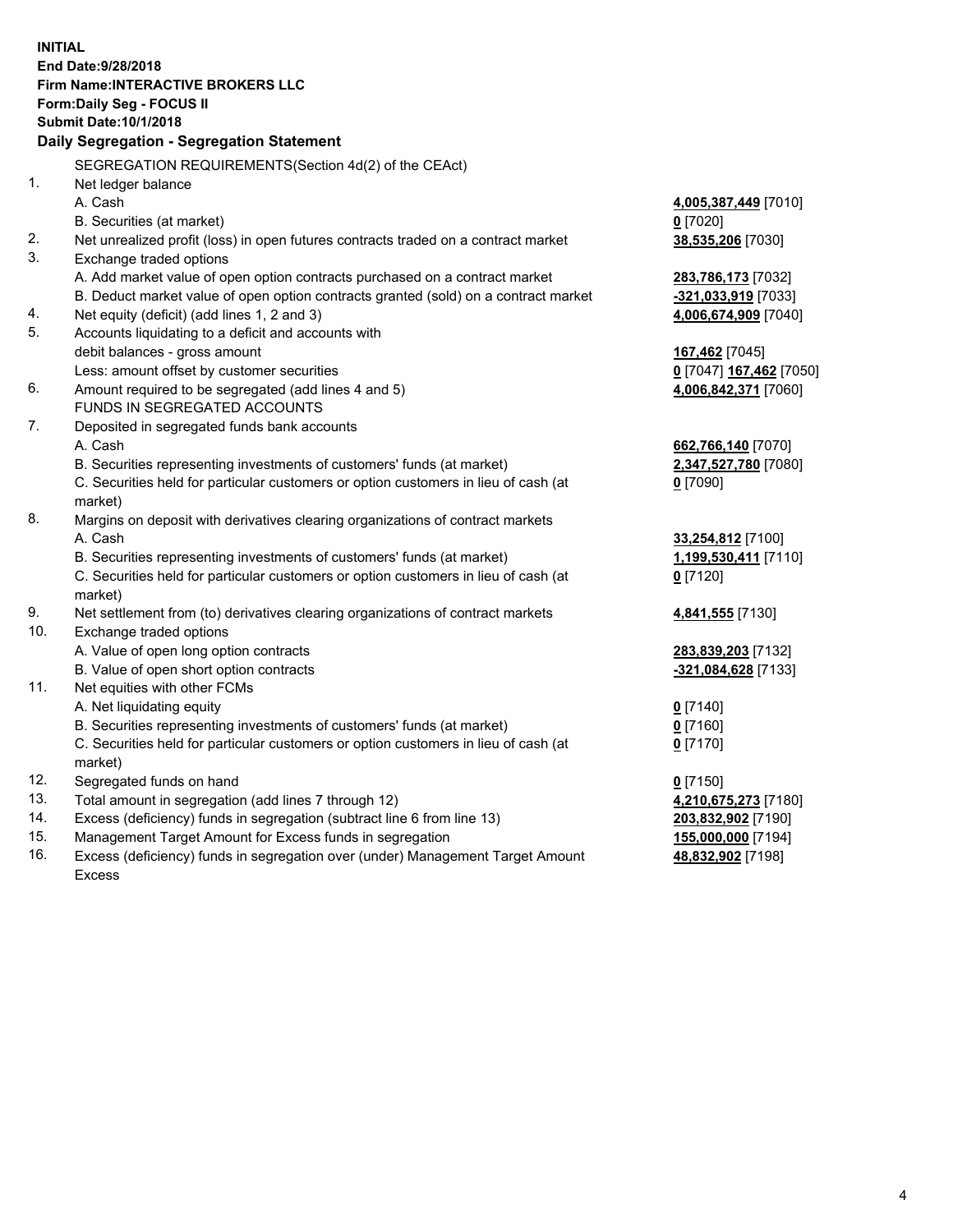**INITIAL**
**End Date:9/28/2018**
**Firm Name:INTERACTIVE BROKERS LLC**
**Form:Daily Seg - FOCUS II**
**Submit Date:10/1/2018**

**Daily Segregation - Segregation Statement**

| | | |
|---|---|---|
| | SEGREGATION REQUIREMENTS(Section 4d(2) of the CEAct) | |
| 1. | Net ledger balance | |
| | A. Cash | **4,005,387,449** [7010] |
| | B. Securities (at market) | **0** [7020] |
| 2. | Net unrealized profit (loss) in open futures contracts traded on a contract market | **38,535,206** [7030] |
| 3. | Exchange traded options | |
| | A. Add market value of open option contracts purchased on a contract market | **283,786,173** [7032] |
| | B. Deduct market value of open option contracts granted (sold) on a contract market | **-321,033,919** [7033] |
| 4. | Net equity (deficit) (add lines 1, 2 and 3) | **4,006,674,909** [7040] |
| 5. | Accounts liquidating to a deficit and accounts with | |
| | debit balances - gross amount | **167,462** [7045] |
| | Less: amount offset by customer securities | **0** [7047] **167,462** [7050] |
| 6. | Amount required to be segregated (add lines 4 and 5) | **4,006,842,371** [7060] |
| | FUNDS IN SEGREGATED ACCOUNTS | |
| 7. | Deposited in segregated funds bank accounts | |
| | A. Cash | **662,766,140** [7070] |
| | B. Securities representing investments of customers' funds (at market) | **2,347,527,780** [7080] |
| | C. Securities held for particular customers or option customers in lieu of cash (at market) | **0** [7090] |
| 8. | Margins on deposit with derivatives clearing organizations of contract markets | |
| | A. Cash | **33,254,812** [7100] |
| | B. Securities representing investments of customers' funds (at market) | **1,199,530,411** [7110] |
| | C. Securities held for particular customers or option customers in lieu of cash (at market) | **0** [7120] |
| 9. | Net settlement from (to) derivatives clearing organizations of contract markets | **4,841,555** [7130] |
| 10. | Exchange traded options | |
| | A. Value of open long option contracts | **283,839,203** [7132] |
| | B. Value of open short option contracts | **-321,084,628** [7133] |
| 11. | Net equities with other FCMs | |
| | A. Net liquidating equity | **0** [7140] |
| | B. Securities representing investments of customers' funds (at market) | **0** [7160] |
| | C. Securities held for particular customers or option customers in lieu of cash (at market) | **0** [7170] |
| 12. | Segregated funds on hand | **0** [7150] |
| 13. | Total amount in segregation (add lines 7 through 12) | **4,210,675,273** [7180] |
| 14. | Excess (deficiency) funds in segregation (subtract line 6 from line 13) | **203,832,902** [7190] |
| 15. | Management Target Amount for Excess funds in segregation | **155,000,000** [7194] |
| 16. | Excess (deficiency) funds in segregation over (under) Management Target Amount Excess | **48,832,902** [7198] |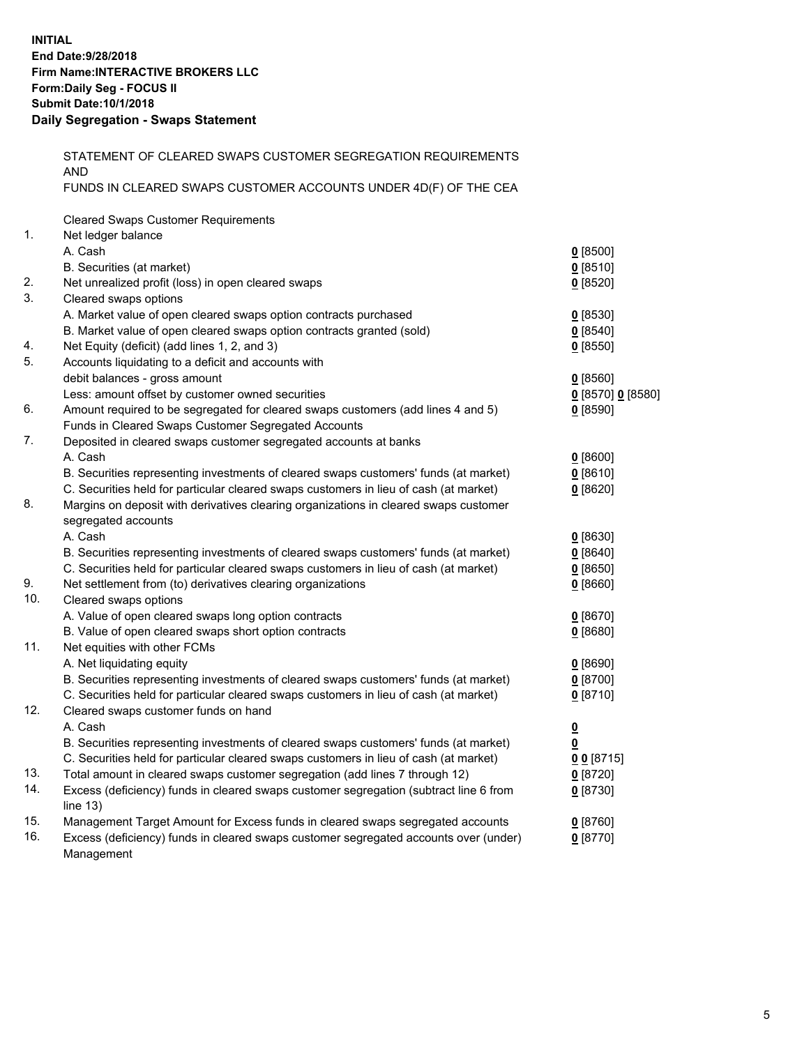**INITIAL**
**End Date:9/28/2018**
**Firm Name:INTERACTIVE BROKERS LLC**
**Form:Daily Seg - FOCUS II**
**Submit Date:10/1/2018**
**Daily Segregation - Swaps Statement**

STATEMENT OF CLEARED SWAPS CUSTOMER SEGREGATION REQUIREMENTS AND FUNDS IN CLEARED SWAPS CUSTOMER ACCOUNTS UNDER 4D(F) OF THE CEA

| | | |
|---|---|---|
| | Cleared Swaps Customer Requirements | |
| 1. | Net ledger balance | |
| | A. Cash | 0 [8500] |
| | B. Securities (at market) | 0 [8510] |
| 2. | Net unrealized profit (loss) in open cleared swaps | 0 [8520] |
| 3. | Cleared swaps options | |
| | A. Market value of open cleared swaps option contracts purchased | 0 [8530] |
| | B. Market value of open cleared swaps option contracts granted (sold) | 0 [8540] |
| 4. | Net Equity (deficit) (add lines 1, 2, and 3) | 0 [8550] |
| 5. | Accounts liquidating to a deficit and accounts with debit balances - gross amount | 0 [8560] |
| | Less: amount offset by customer owned securities | 0 [8570] 0 [8580] |
| 6. | Amount required to be segregated for cleared swaps customers (add lines 4 and 5) | 0 [8590] |
| | Funds in Cleared Swaps Customer Segregated Accounts | |
| 7. | Deposited in cleared swaps customer segregated accounts at banks | |
| | A. Cash | 0 [8600] |
| | B. Securities representing investments of cleared swaps customers' funds (at market) | 0 [8610] |
| | C. Securities held for particular cleared swaps customers in lieu of cash (at market) | 0 [8620] |
| 8. | Margins on deposit with derivatives clearing organizations in cleared swaps customer segregated accounts | |
| | A. Cash | 0 [8630] |
| | B. Securities representing investments of cleared swaps customers' funds (at market) | 0 [8640] |
| | C. Securities held for particular cleared swaps customers in lieu of cash (at market) | 0 [8650] |
| 9. | Net settlement from (to) derivatives clearing organizations | 0 [8660] |
| 10. | Cleared swaps options | |
| | A. Value of open cleared swaps long option contracts | 0 [8670] |
| | B. Value of open cleared swaps short option contracts | 0 [8680] |
| 11. | Net equities with other FCMs | |
| | A. Net liquidating equity | 0 [8690] |
| | B. Securities representing investments of cleared swaps customers' funds (at market) | 0 [8700] |
| | C. Securities held for particular cleared swaps customers in lieu of cash (at market) | 0 [8710] |
| 12. | Cleared swaps customer funds on hand | |
| | A. Cash | 0 |
| | B. Securities representing investments of cleared swaps customers' funds (at market) | 0 |
| | C. Securities held for particular cleared swaps customers in lieu of cash (at market) | 0 0 [8715] |
| 13. | Total amount in cleared swaps customer segregation (add lines 7 through 12) | 0 [8720] |
| 14. | Excess (deficiency) funds in cleared swaps customer segregation (subtract line 6 from line 13) | 0 [8730] |
| 15. | Management Target Amount for Excess funds in cleared swaps segregated accounts | 0 [8760] |
| 16. | Excess (deficiency) funds in cleared swaps customer segregated accounts over (under) Management | 0 [8770] |